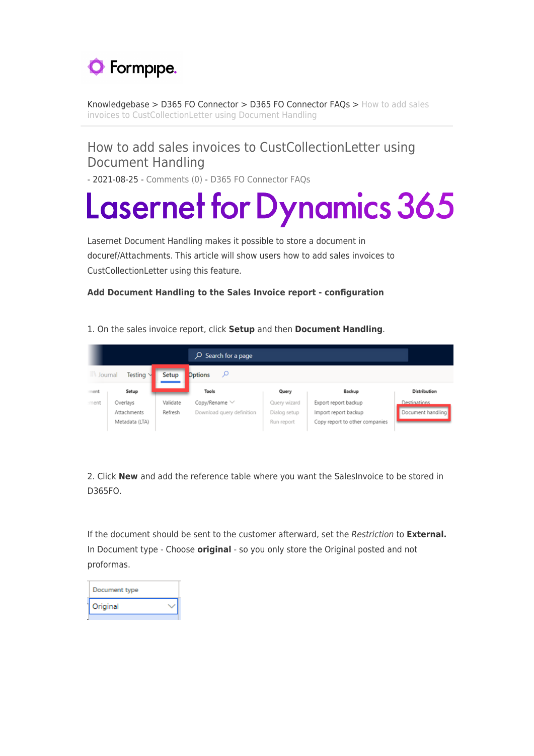Knowledgebase > D365 FO Connector > D365 FO Connector FAQs > How to add sales invoices to CustCollectionLetter using Document Handling

# How to add sales invoices to CustCollectionLetter using Document Handling

- 2021-08-25 - Comments (0) - D365 FO Connector FAQs

Lasernet for Dynamics 365

Lasernet Document Handling makes it possible to store a document in docuref/Attachments. This article will show users how to add sales invoices to CustCollectionLetter using this feature.

**Add Document Handling to the Sales Invoice report - configuration**

1. On the sales invoice report, click **Setup** and then **Document Handling**.

2. Click **New** and add the reference table where you want the SalesInvoice to be stored in D365FO.

If the document should be sent to the customer afterward, set the *Restriction* to **External.** In Document type - Choose **original** - so you only store the Original posted and not proformas.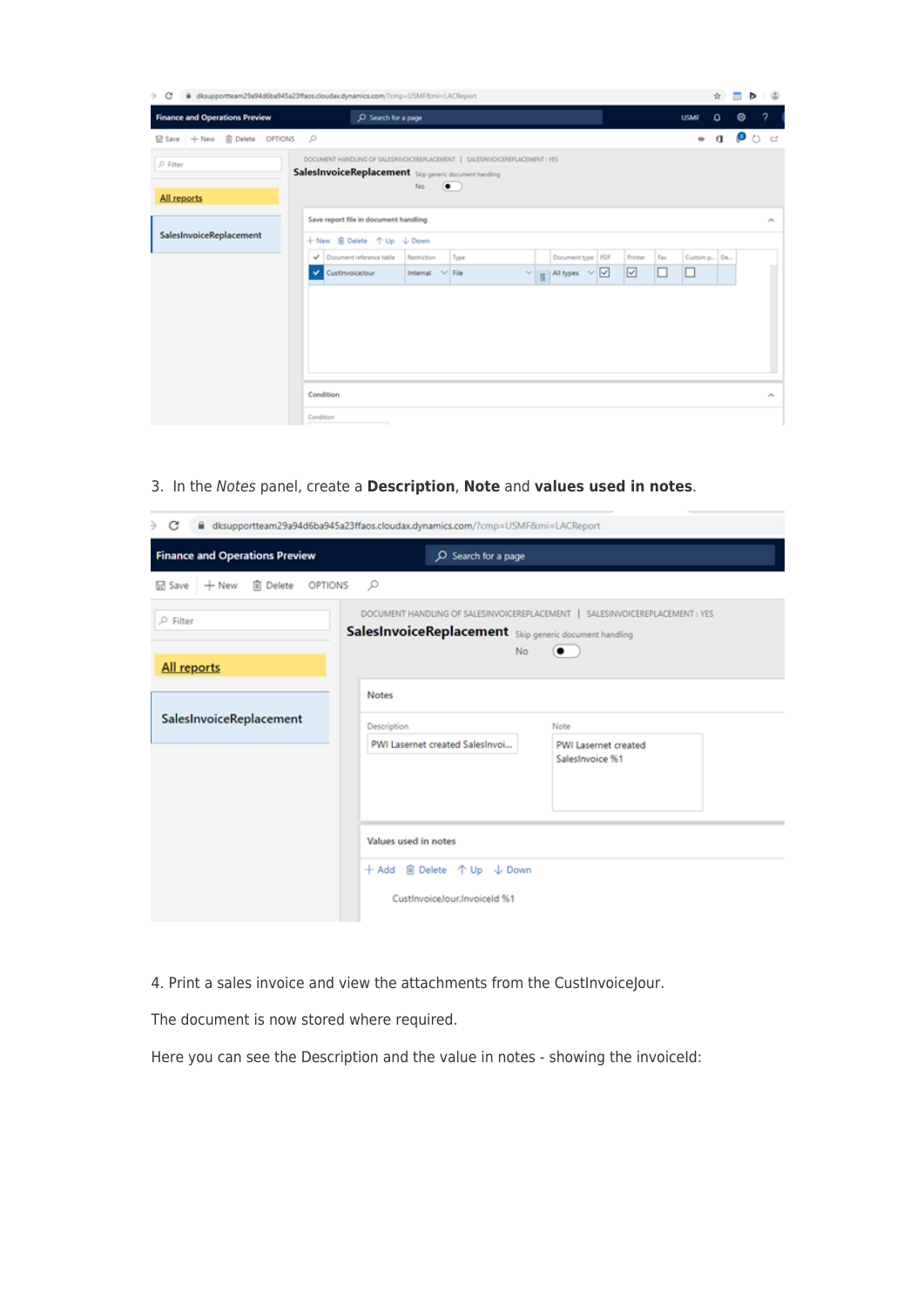3. In the *Notes* panel, create a **Description**, **Note** and **values used in notes**.

4. Print a sales invoice and view the attachments from the CustInvoiceJour.

The document is now stored where required.

Here you can see the Description and the value in notes - showing the invoiceId: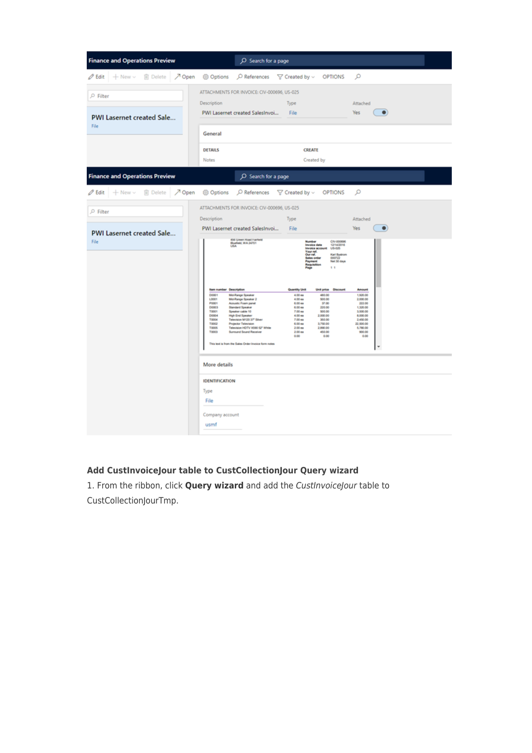**Add CustInvoiceJour table to CustCollectionJour Query wizard**

1. From the ribbon, click **Query wizard** and add the *CustInvoiceJour* table to CustCollectionJourTmp.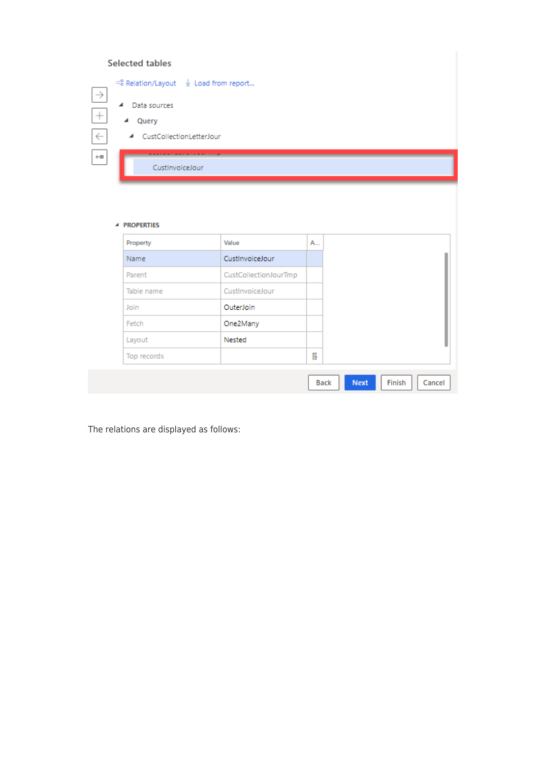Selected tables

Relation/Layout   Load from report...

- Data sources
  - Query
    - CustCollectionLetterJour
      - CustCollectionJourTmp
        - CustInvoiceJour

PROPERTIES

| Property | Value | A... |
|---|---|---|
| Name | CustInvoiceJour | |
| Parent | CustCollectionJourTmp | |
| Table name | CustInvoiceJour | |
| Join | OuterJoin | |
| Fetch | One2Many | |
| Layout | Nested | |
| Top records | | |

Back   Next   Finish   Cancel

The relations are displayed as follows: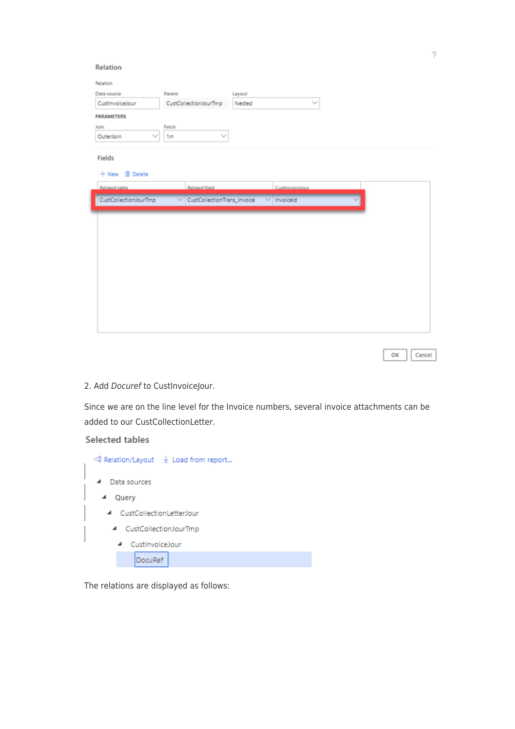## Relation

Relation

| Data source | Parent | Layout |
| --- | --- | --- |
| CustInvoiceJour | CustCollectionJourTmp | Nested |

PARAMETERS

| Join | Fetch |
| --- | --- |
| OuterJoin | 1:n |

Fields

+ New   Delete

| Related table | Related field | CustInvoiceJour |
| --- | --- | --- |
| CustCollectionJourTmp | CustCollectionTrans_Invoice | InvoiceId |

OK   Cancel

2. Add *Docuref* to CustInvoiceJour.

Since we are on the line level for the Invoice numbers, several invoice attachments can be added to our CustCollectionLetter.

**Selected tables**

Relation/Layout   Load from report...

- Data sources
  - Query
    - CustCollectionLetterJour
      - CustCollectionJourTmp
        - CustInvoiceJour
          - DocuRef

The relations are displayed as follows: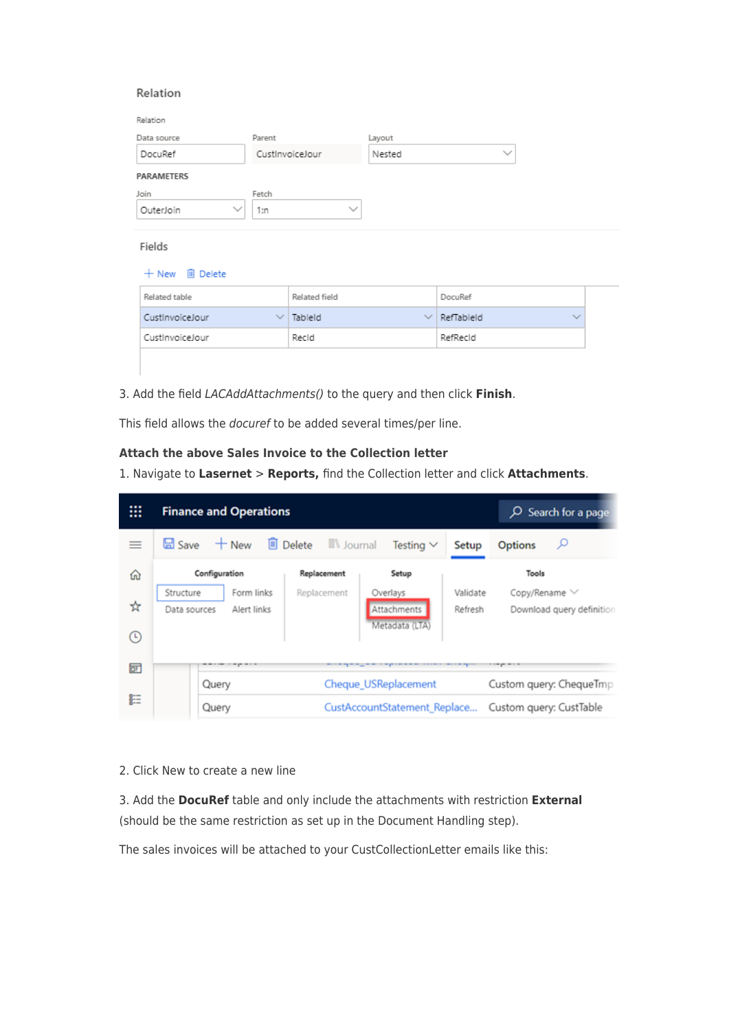Relation

Relation

Data source: DocuRef | Parent: CustInvoiceJour | Layout: Nested

PARAMETERS

Join: OuterJoin | Fetch: 1:n

Fields

+ New  Delete

| Related table | Related field | DocuRef |
|---|---|---|
| CustInvoiceJour | TableId | RefTableId |
| CustInvoiceJour | RecId | RefRecId |

3. Add the field *LACAddAttachments()* to the query and then click **Finish**.

This field allows the *docuref* to be added several times/per line.

**Attach the above Sales Invoice to the Collection letter**

1. Navigate to **Lasernet** > **Reports,** find the Collection letter and click **Attachments**.

Finance and Operations | Search for a page

Save | New | Delete | Journal | Testing | Setup | Options

| Configuration | | Replacement | Setup | | Tools |
|---|---|---|---|---|---|
| Structure | Form links | Replacement | Overlays | Validate | Copy/Rename |
| Data sources | Alert links | | Attachments | Refresh | Download query definition |
| | | | Metadata (LTA) | | |

| Query | Cheque_USReplacement | Custom query: ChequeTmp |
|---|---|---|
| Query | CustAccountStatement_Replace... | Custom query: CustTable |

2. Click New to create a new line

3. Add the **DocuRef** table and only include the attachments with restriction **External** (should be the same restriction as set up in the Document Handling step).

The sales invoices will be attached to your CustCollectionLetter emails like this: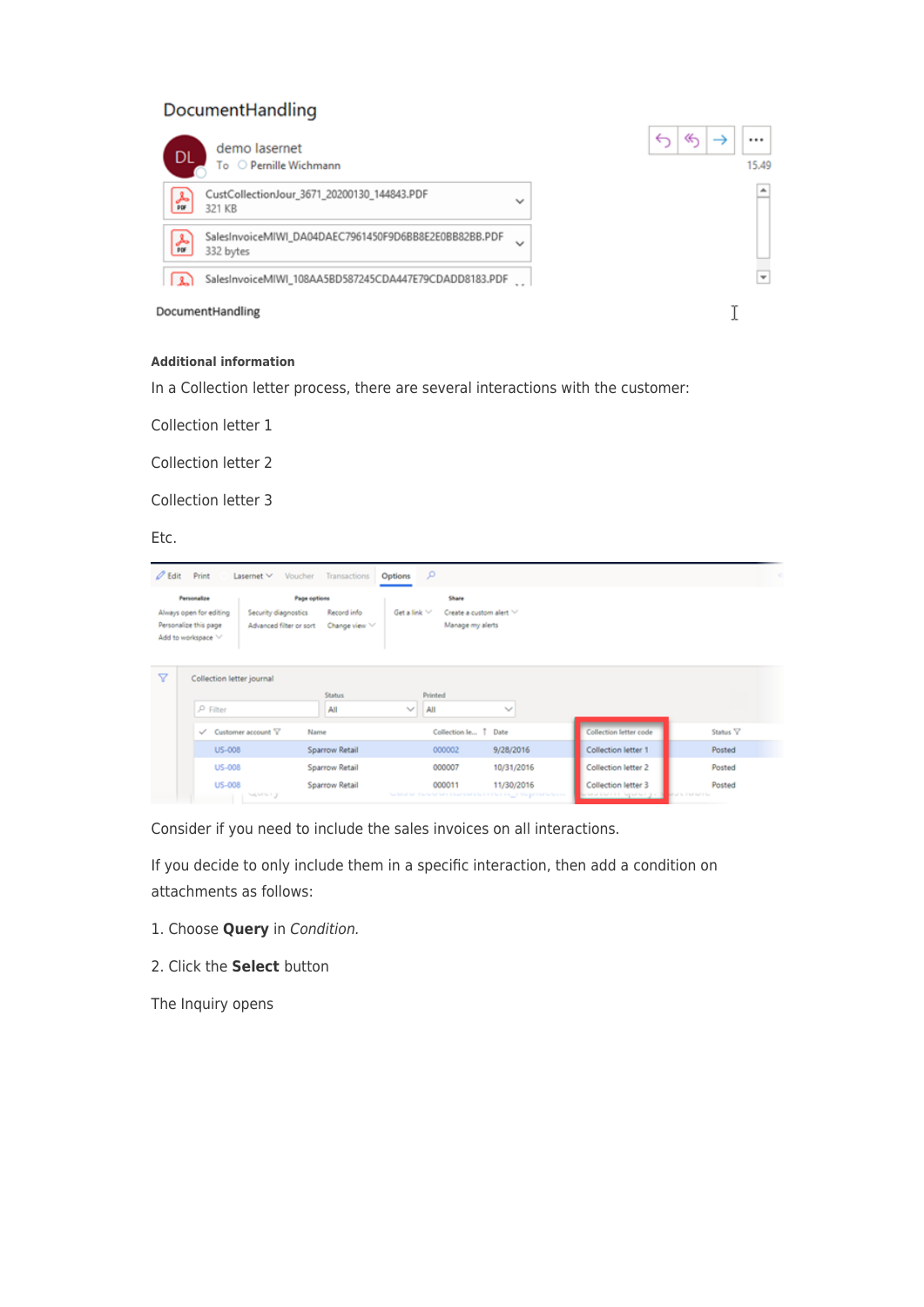DocumentHandling

demo lasernet
To Pernille Wichmann

CustCollectionJour_3671_20200130_144843.PDF
321 KB

SalesInvoiceMIWI_DA04DAEC7961450F9D6BB8E2E0BB82BB.PDF
332 bytes

SalesInvoiceMIWI_108AA5BD587245CDA447E79CDADD8183.PDF

15.49

DocumentHandling

**Additional information**

In a Collection letter process, there are several interactions with the customer:

Collection letter 1

Collection letter 2

Collection letter 3

Etc.

| Customer account | Name | Collection le... | Date | Collection letter code | Status |
|---|---|---|---|---|---|
| US-008 | Sparrow Retail | 000002 | 9/28/2016 | Collection letter 1 | Posted |
| US-008 | Sparrow Retail | 000007 | 10/31/2016 | Collection letter 2 | Posted |
| US-008 | Sparrow Retail | 000011 | 11/30/2016 | Collection letter 3 | Posted |

Consider if you need to include the sales invoices on all interactions.

If you decide to only include them in a specific interaction, then add a condition on attachments as follows:

1. Choose **Query** in *Condition.*

2. Click the **Select** button

The Inquiry opens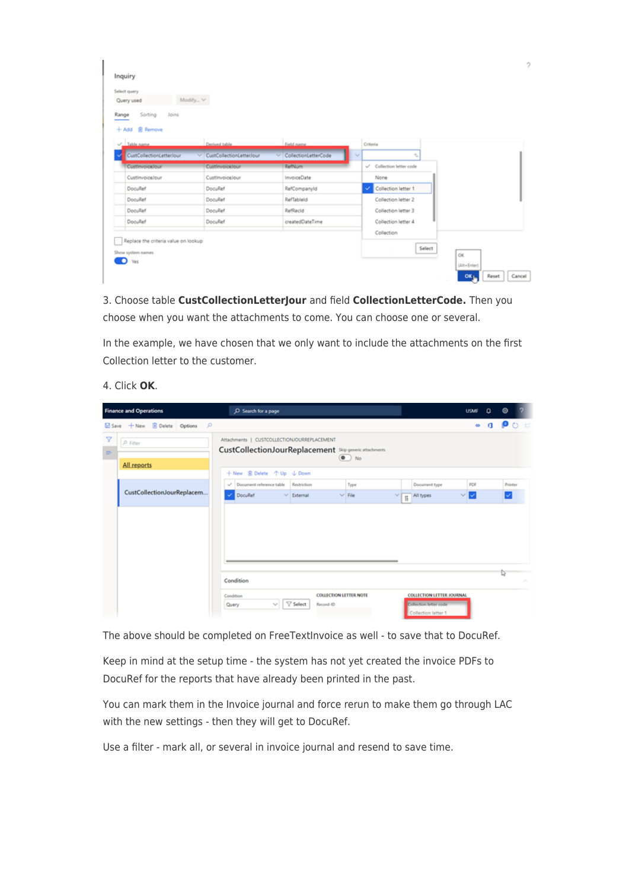3. Choose table **CustCollectionLetterJour** and field **CollectionLetterCode.** Then you choose when you want the attachments to come. You can choose one or several.

In the example, we have chosen that we only want to include the attachments on the first Collection letter to the customer.

4. Click **OK**.

The above should be completed on FreeTextInvoice as well - to save that to DocuRef.

Keep in mind at the setup time - the system has not yet created the invoice PDFs to DocuRef for the reports that have already been printed in the past.

You can mark them in the Invoice journal and force rerun to make them go through LAC with the new settings - then they will get to DocuRef.

Use a filter - mark all, or several in invoice journal and resend to save time.